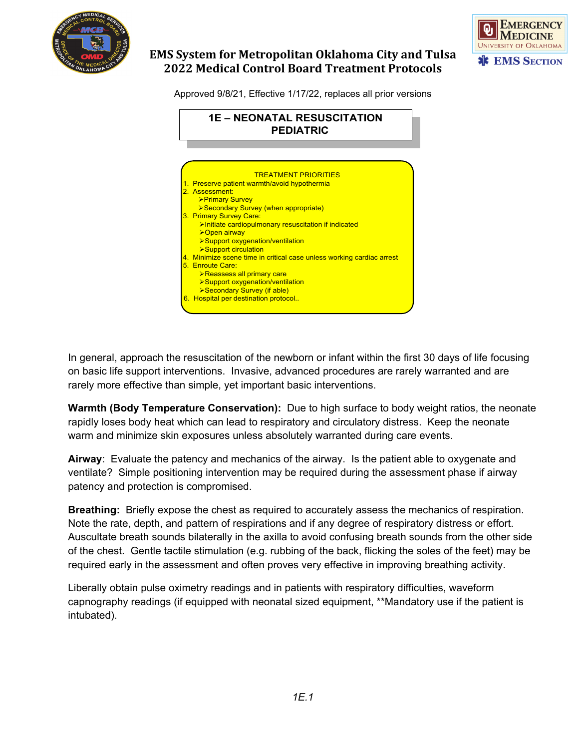# EMS System for Metropolitan Oklahoma City and Tulsa
# 2022 Medical Control Board Treatment Protocols

Approved 9/8/21, Effective 1/17/22, replaces all prior versions

## 1E – NEONATAL RESUSCITATION PEDIATRIC

**TREATMENT PRIORITIES**

1. Preserve patient warmth/avoid hypothermia
2. Assessment:
   - Primary Survey
   - Secondary Survey (when appropriate)
3. Primary Survey Care:
   - Initiate cardiopulmonary resuscitation if indicated
   - Open airway
   - Support oxygenation/ventilation
   - Support circulation
4. Minimize scene time in critical case unless working cardiac arrest
5. Enroute Care:
   - Reassess all primary care
   - Support oxygenation/ventilation
   - Secondary Survey (if able)
6. Hospital per destination protocol..

In general, approach the resuscitation of the newborn or infant within the first 30 days of life focusing on basic life support interventions. Invasive, advanced procedures are rarely warranted and are rarely more effective than simple, yet important basic interventions.

**Warmth (Body Temperature Conservation):** Due to high surface to body weight ratios, the neonate rapidly loses body heat which can lead to respiratory and circulatory distress. Keep the neonate warm and minimize skin exposures unless absolutely warranted during care events.

**Airway**: Evaluate the patency and mechanics of the airway. Is the patient able to oxygenate and ventilate? Simple positioning intervention may be required during the assessment phase if airway patency and protection is compromised.

**Breathing:** Briefly expose the chest as required to accurately assess the mechanics of respiration. Note the rate, depth, and pattern of respirations and if any degree of respiratory distress or effort. Auscultate breath sounds bilaterally in the axilla to avoid confusing breath sounds from the other side of the chest. Gentle tactile stimulation (e.g. rubbing of the back, flicking the soles of the feet) may be required early in the assessment and often proves very effective in improving breathing activity.

Liberally obtain pulse oximetry readings and in patients with respiratory difficulties, waveform capnography readings (if equipped with neonatal sized equipment, **Mandatory use if the patient is intubated).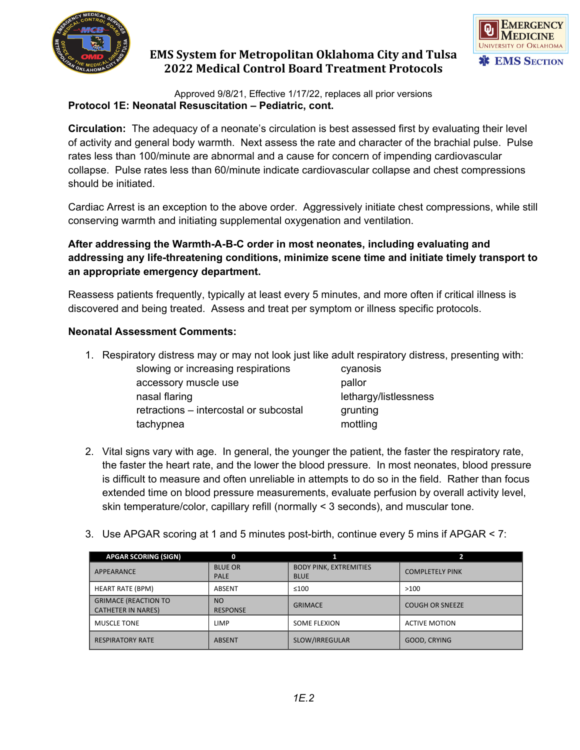Approved 9/8/21, Effective 1/17/22, replaces all prior versions

## Protocol 1E: Neonatal Resuscitation – Pediatric, cont.

**Circulation:** The adequacy of a neonate's circulation is best assessed first by evaluating their level of activity and general body warmth. Next assess the rate and character of the brachial pulse. Pulse rates less than 100/minute are abnormal and a cause for concern of impending cardiovascular collapse. Pulse rates less than 60/minute indicate cardiovascular collapse and chest compressions should be initiated.

Cardiac Arrest is an exception to the above order. Aggressively initiate chest compressions, while still conserving warmth and initiating supplemental oxygenation and ventilation.

**After addressing the Warmth-A-B-C order in most neonates, including evaluating and addressing any life-threatening conditions, minimize scene time and initiate timely transport to an appropriate emergency department.**

Reassess patients frequently, typically at least every 5 minutes, and more often if critical illness is discovered and being treated. Assess and treat per symptom or illness specific protocols.

**Neonatal Assessment Comments:**

1. Respiratory distress may or may not look just like adult respiratory distress, presenting with:
   - slowing or increasing respirations
   - accessory muscle use
   - nasal flaring
   - retractions – intercostal or subcostal
   - tachypnea
   - cyanosis
   - pallor
   - lethargy/listlessness
   - grunting
   - mottling

2. Vital signs vary with age. In general, the younger the patient, the faster the respiratory rate, the faster the heart rate, and the lower the blood pressure. In most neonates, blood pressure is difficult to measure and often unreliable in attempts to do so in the field. Rather than focus extended time on blood pressure measurements, evaluate perfusion by overall activity level, skin temperature/color, capillary refill (normally < 3 seconds), and muscular tone.

3. Use APGAR scoring at 1 and 5 minutes post-birth, continue every 5 mins if APGAR < 7:

| APGAR SCORING (SIGN) | 0 | 1 | 2 |
|---|---|---|---|
| APPEARANCE | BLUE OR PALE | BODY PINK, EXTREMITIES BLUE | COMPLETELY PINK |
| HEART RATE (BPM) | ABSENT | ≤100 | >100 |
| GRIMACE (REACTION TO CATHETER IN NARES) | NO RESPONSE | GRIMACE | COUGH OR SNEEZE |
| MUSCLE TONE | LIMP | SOME FLEXION | ACTIVE MOTION |
| RESPIRATORY RATE | ABSENT | SLOW/IRREGULAR | GOOD, CRYING |